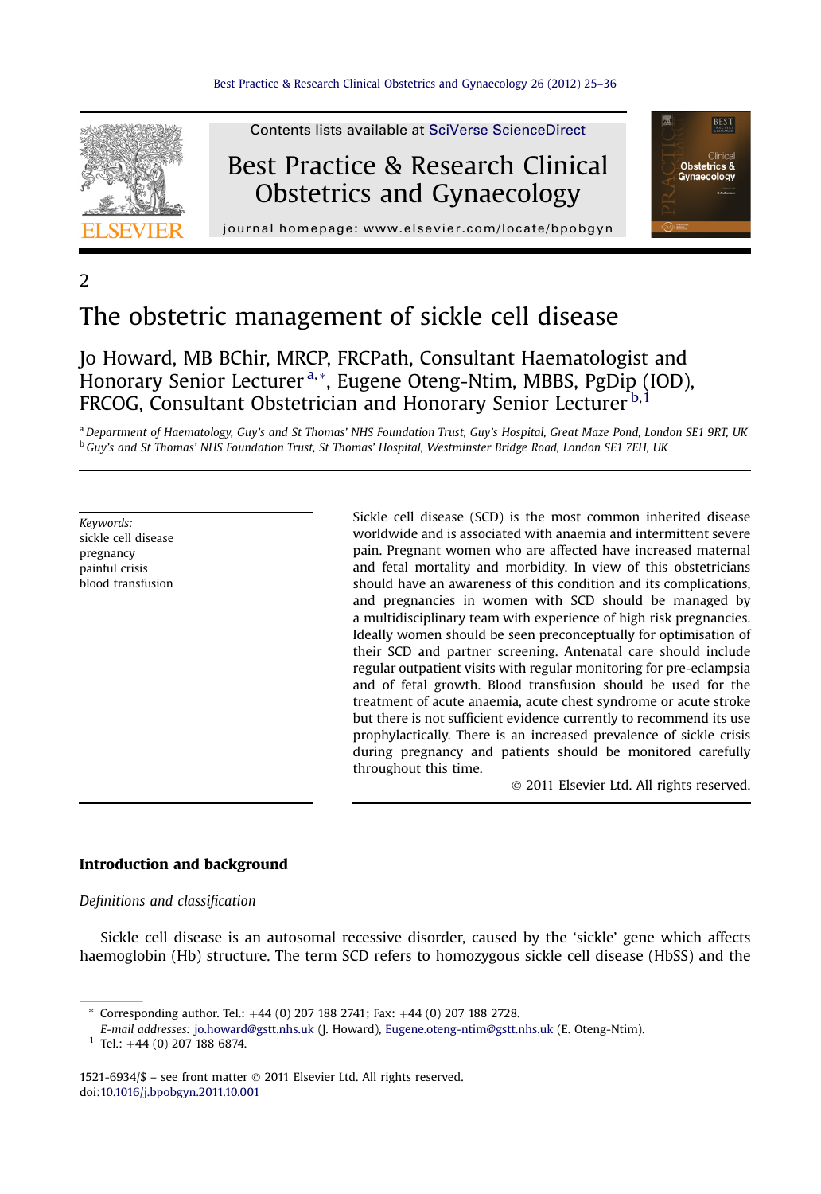2

# The obstetric management of sickle cell disease

Jo Howard, MB BChir, MRCP, FRCPath, Consultant Haematologist and Honorary Senior Lecturer [a,*], Eugene Oteng-Ntim, MBBS, PgDip (IOD), FRCOG, Consultant Obstetrician and Honorary Senior Lecturer [b,1]

[a] *Department of Haematology, Guy's and St Thomas' NHS Foundation Trust, Guy's Hospital, Great Maze Pond, London SE1 9RT, UK*
[b] *Guy's and St Thomas' NHS Foundation Trust, St Thomas' Hospital, Westminster Bridge Road, London SE1 7EH, UK*

*Keywords:*
sickle cell disease
pregnancy
painful crisis
blood transfusion

Sickle cell disease (SCD) is the most common inherited disease worldwide and is associated with anaemia and intermittent severe pain. Pregnant women who are affected have increased maternal and fetal mortality and morbidity. In view of this obstetricians should have an awareness of this condition and its complications, and pregnancies in women with SCD should be managed by a multidisciplinary team with experience of high risk pregnancies. Ideally women should be seen preconceptually for optimisation of their SCD and partner screening. Antenatal care should include regular outpatient visits with regular monitoring for pre-eclampsia and of fetal growth. Blood transfusion should be used for the treatment of acute anaemia, acute chest syndrome or acute stroke but there is not sufficient evidence currently to recommend its use prophylactically. There is an increased prevalence of sickle crisis during pregnancy and patients should be monitored carefully throughout this time.

© 2011 Elsevier Ltd. All rights reserved.

## Introduction and background

### *Definitions and classification*

Sickle cell disease is an autosomal recessive disorder, caused by the 'sickle' gene which affects haemoglobin (Hb) structure. The term SCD refers to homozygous sickle cell disease (HbSS) and the

---

\* Corresponding author. Tel.: +44 (0) 207 188 2741; Fax: +44 (0) 207 188 2728.
*E-mail addresses:* jo.howard@gstt.nhs.uk (J. Howard), Eugene.oteng-ntim@gstt.nhs.uk (E. Oteng-Ntim).
[1] Tel.: +44 (0) 207 188 6874.

1521-6934/$ – see front matter © 2011 Elsevier Ltd. All rights reserved.
doi:10.1016/j.bpobgyn.2011.10.001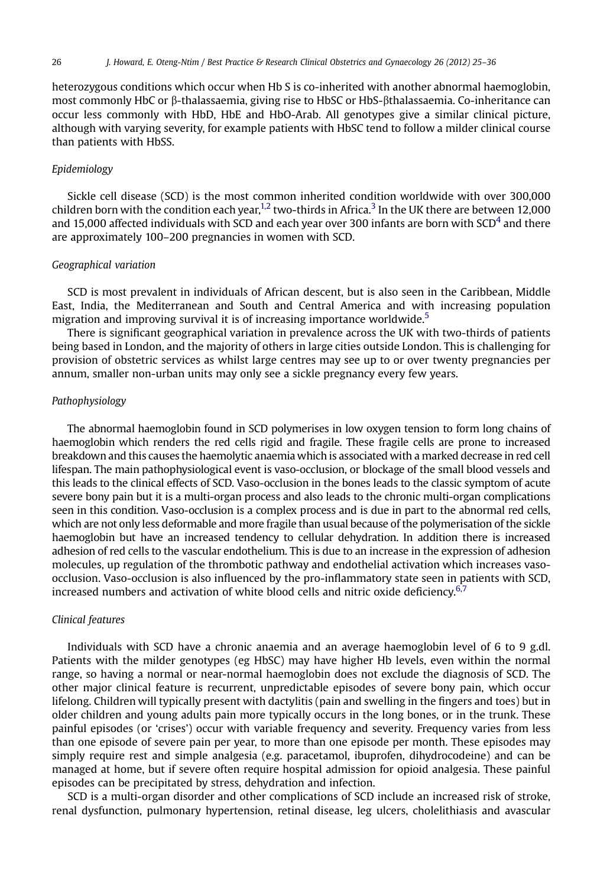heterozygous conditions which occur when Hb S is co-inherited with another abnormal haemoglobin, most commonly HbC or β-thalassaemia, giving rise to HbSC or HbS-βthalassaemia. Co-inheritance can occur less commonly with HbD, HbE and HbO-Arab. All genotypes give a similar clinical picture, although with varying severity, for example patients with HbSC tend to follow a milder clinical course than patients with HbSS.

*Epidemiology*

Sickle cell disease (SCD) is the most common inherited condition worldwide with over 300,000 children born with the condition each year,[1,2] two-thirds in Africa.[3] In the UK there are between 12,000 and 15,000 affected individuals with SCD and each year over 300 infants are born with SCD[4] and there are approximately 100–200 pregnancies in women with SCD.

*Geographical variation*

SCD is most prevalent in individuals of African descent, but is also seen in the Caribbean, Middle East, India, the Mediterranean and South and Central America and with increasing population migration and improving survival it is of increasing importance worldwide.[5]

There is significant geographical variation in prevalence across the UK with two-thirds of patients being based in London, and the majority of others in large cities outside London. This is challenging for provision of obstetric services as whilst large centres may see up to or over twenty pregnancies per annum, smaller non-urban units may only see a sickle pregnancy every few years.

*Pathophysiology*

The abnormal haemoglobin found in SCD polymerises in low oxygen tension to form long chains of haemoglobin which renders the red cells rigid and fragile. These fragile cells are prone to increased breakdown and this causes the haemolytic anaemia which is associated with a marked decrease in red cell lifespan. The main pathophysiological event is vaso-occlusion, or blockage of the small blood vessels and this leads to the clinical effects of SCD. Vaso-occlusion in the bones leads to the classic symptom of acute severe bony pain but it is a multi-organ process and also leads to the chronic multi-organ complications seen in this condition. Vaso-occlusion is a complex process and is due in part to the abnormal red cells, which are not only less deformable and more fragile than usual because of the polymerisation of the sickle haemoglobin but have an increased tendency to cellular dehydration. In addition there is increased adhesion of red cells to the vascular endothelium. This is due to an increase in the expression of adhesion molecules, up regulation of the thrombotic pathway and endothelial activation which increases vaso-occlusion. Vaso-occlusion is also influenced by the pro-inflammatory state seen in patients with SCD, increased numbers and activation of white blood cells and nitric oxide deficiency.[6,7]

*Clinical features*

Individuals with SCD have a chronic anaemia and an average haemoglobin level of 6 to 9 g.dl. Patients with the milder genotypes (eg HbSC) may have higher Hb levels, even within the normal range, so having a normal or near-normal haemoglobin does not exclude the diagnosis of SCD. The other major clinical feature is recurrent, unpredictable episodes of severe bony pain, which occur lifelong. Children will typically present with dactylitis (pain and swelling in the fingers and toes) but in older children and young adults pain more typically occurs in the long bones, or in the trunk. These painful episodes (or 'crises') occur with variable frequency and severity. Frequency varies from less than one episode of severe pain per year, to more than one episode per month. These episodes may simply require rest and simple analgesia (e.g. paracetamol, ibuprofen, dihydrocodeine) and can be managed at home, but if severe often require hospital admission for opioid analgesia. These painful episodes can be precipitated by stress, dehydration and infection.

SCD is a multi-organ disorder and other complications of SCD include an increased risk of stroke, renal dysfunction, pulmonary hypertension, retinal disease, leg ulcers, cholelithiasis and avascular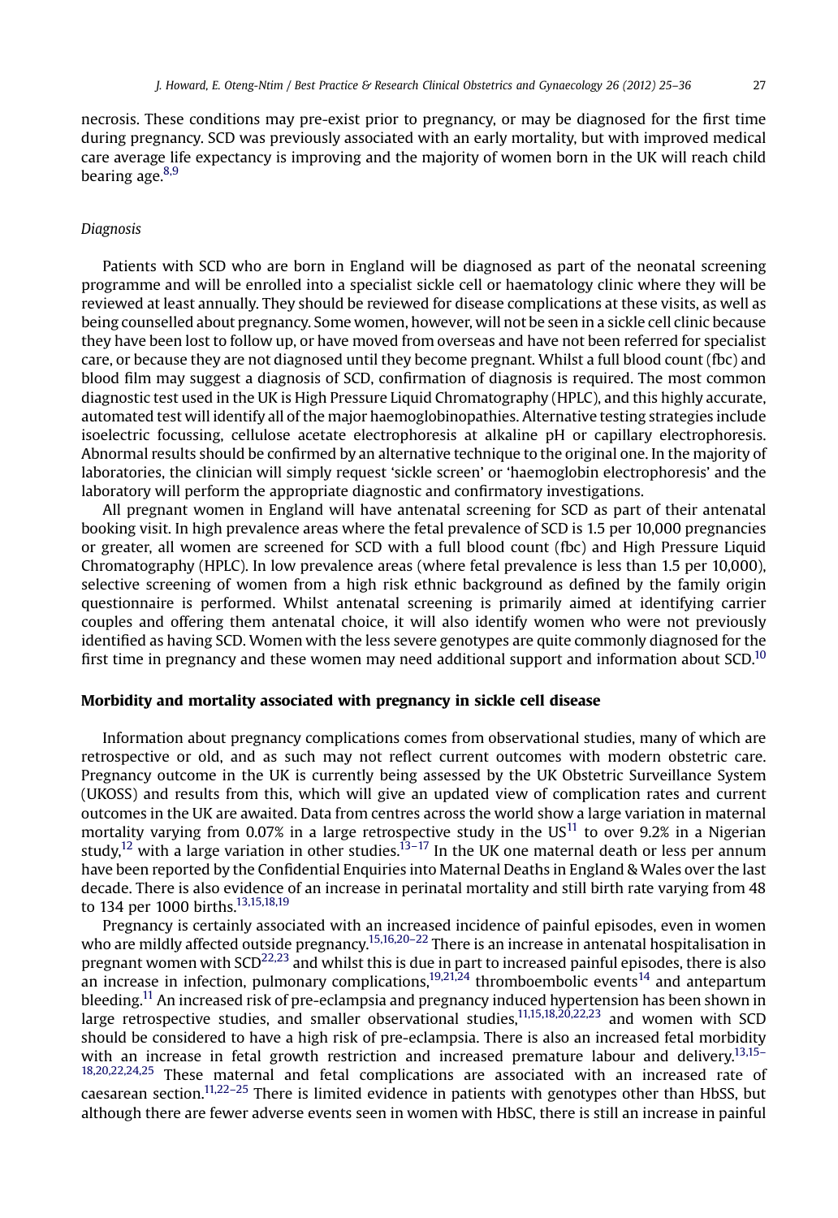necrosis. These conditions may pre-exist prior to pregnancy, or may be diagnosed for the first time during pregnancy. SCD was previously associated with an early mortality, but with improved medical care average life expectancy is improving and the majority of women born in the UK will reach child bearing age.[8,9]

*Diagnosis*

Patients with SCD who are born in England will be diagnosed as part of the neonatal screening programme and will be enrolled into a specialist sickle cell or haematology clinic where they will be reviewed at least annually. They should be reviewed for disease complications at these visits, as well as being counselled about pregnancy. Some women, however, will not be seen in a sickle cell clinic because they have been lost to follow up, or have moved from overseas and have not been referred for specialist care, or because they are not diagnosed until they become pregnant. Whilst a full blood count (fbc) and blood film may suggest a diagnosis of SCD, confirmation of diagnosis is required. The most common diagnostic test used in the UK is High Pressure Liquid Chromatography (HPLC), and this highly accurate, automated test will identify all of the major haemoglobinopathies. Alternative testing strategies include isoelectric focussing, cellulose acetate electrophoresis at alkaline pH or capillary electrophoresis. Abnormal results should be confirmed by an alternative technique to the original one. In the majority of laboratories, the clinician will simply request 'sickle screen' or 'haemoglobin electrophoresis' and the laboratory will perform the appropriate diagnostic and confirmatory investigations.

All pregnant women in England will have antenatal screening for SCD as part of their antenatal booking visit. In high prevalence areas where the fetal prevalence of SCD is 1.5 per 10,000 pregnancies or greater, all women are screened for SCD with a full blood count (fbc) and High Pressure Liquid Chromatography (HPLC). In low prevalence areas (where fetal prevalence is less than 1.5 per 10,000), selective screening of women from a high risk ethnic background as defined by the family origin questionnaire is performed. Whilst antenatal screening is primarily aimed at identifying carrier couples and offering them antenatal choice, it will also identify women who were not previously identified as having SCD. Women with the less severe genotypes are quite commonly diagnosed for the first time in pregnancy and these women may need additional support and information about SCD.[10]

## Morbidity and mortality associated with pregnancy in sickle cell disease

Information about pregnancy complications comes from observational studies, many of which are retrospective or old, and as such may not reflect current outcomes with modern obstetric care. Pregnancy outcome in the UK is currently being assessed by the UK Obstetric Surveillance System (UKOSS) and results from this, which will give an updated view of complication rates and current outcomes in the UK are awaited. Data from centres across the world show a large variation in maternal mortality varying from 0.07% in a large retrospective study in the US[11] to over 9.2% in a Nigerian study,[12] with a large variation in other studies.[13–17] In the UK one maternal death or less per annum have been reported by the Confidential Enquiries into Maternal Deaths in England & Wales over the last decade. There is also evidence of an increase in perinatal mortality and still birth rate varying from 48 to 134 per 1000 births.[13,15,18,19]

Pregnancy is certainly associated with an increased incidence of painful episodes, even in women who are mildly affected outside pregnancy.[15,16,20–22] There is an increase in antenatal hospitalisation in pregnant women with SCD[22,23] and whilst this is due in part to increased painful episodes, there is also an increase in infection, pulmonary complications,[19,21,24] thromboembolic events[14] and antepartum bleeding.[11] An increased risk of pre-eclampsia and pregnancy induced hypertension has been shown in large retrospective studies, and smaller observational studies,[11,15,18,20,22,23] and women with SCD should be considered to have a high risk of pre-eclampsia. There is also an increased fetal morbidity with an increase in fetal growth restriction and increased premature labour and delivery.[13,15–18,20,22,24,25] These maternal and fetal complications are associated with an increased rate of caesarean section.[11,22–25] There is limited evidence in patients with genotypes other than HbSS, but although there are fewer adverse events seen in women with HbSC, there is still an increase in painful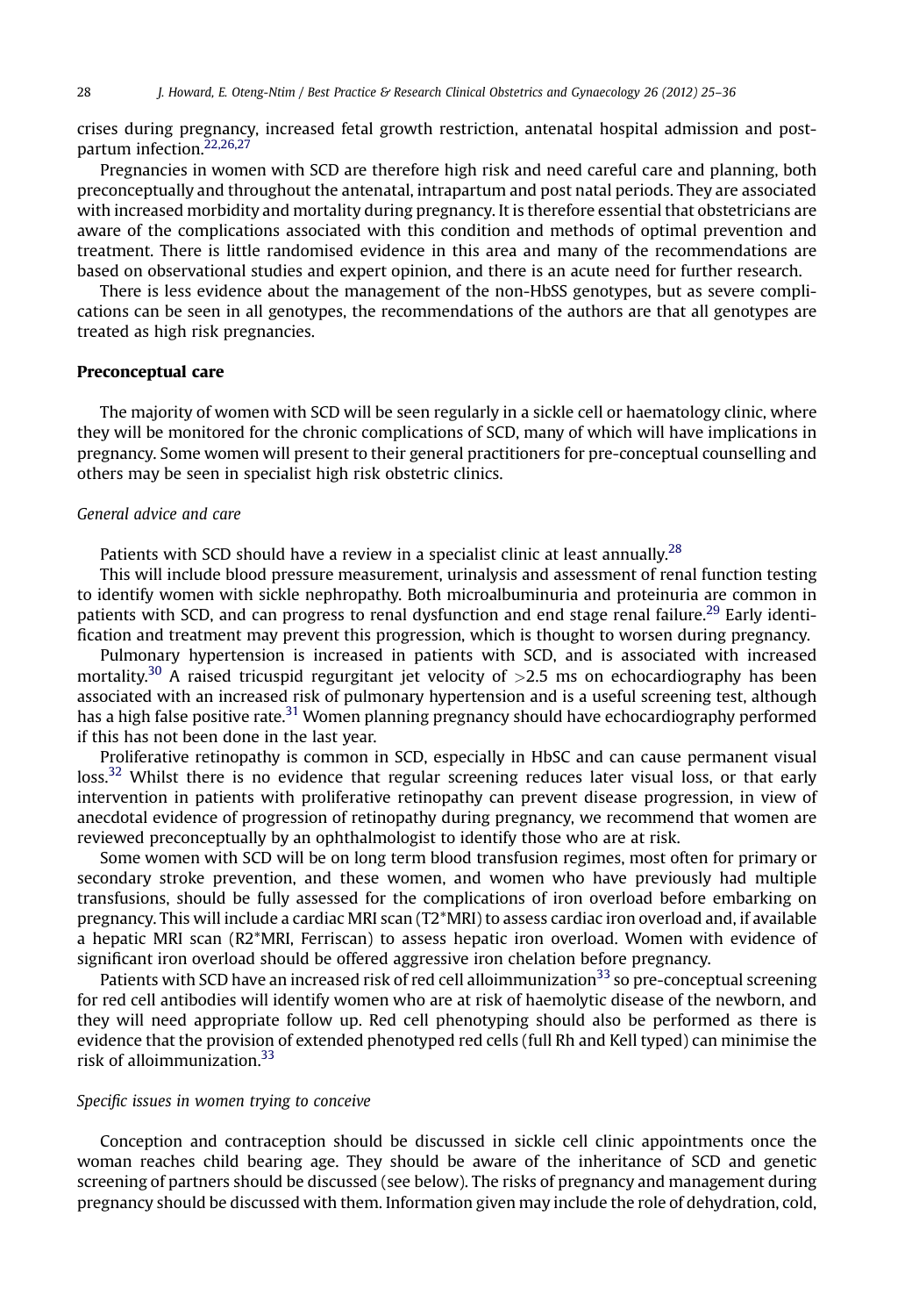crises during pregnancy, increased fetal growth restriction, antenatal hospital admission and post-partum infection.[22,26,27]

Pregnancies in women with SCD are therefore high risk and need careful care and planning, both preconceptually and throughout the antenatal, intrapartum and post natal periods. They are associated with increased morbidity and mortality during pregnancy. It is therefore essential that obstetricians are aware of the complications associated with this condition and methods of optimal prevention and treatment. There is little randomised evidence in this area and many of the recommendations are based on observational studies and expert opinion, and there is an acute need for further research.

There is less evidence about the management of the non-HbSS genotypes, but as severe complications can be seen in all genotypes, the recommendations of the authors are that all genotypes are treated as high risk pregnancies.

## Preconceptual care

The majority of women with SCD will be seen regularly in a sickle cell or haematology clinic, where they will be monitored for the chronic complications of SCD, many of which will have implications in pregnancy. Some women will present to their general practitioners for pre-conceptual counselling and others may be seen in specialist high risk obstetric clinics.

### *General advice and care*

Patients with SCD should have a review in a specialist clinic at least annually.[28]

This will include blood pressure measurement, urinalysis and assessment of renal function testing to identify women with sickle nephropathy. Both microalbuminuria and proteinuria are common in patients with SCD, and can progress to renal dysfunction and end stage renal failure.[29] Early identification and treatment may prevent this progression, which is thought to worsen during pregnancy.

Pulmonary hypertension is increased in patients with SCD, and is associated with increased mortality.[30] A raised tricuspid regurgitant jet velocity of >2.5 ms on echocardiography has been associated with an increased risk of pulmonary hypertension and is a useful screening test, although has a high false positive rate.[31] Women planning pregnancy should have echocardiography performed if this has not been done in the last year.

Proliferative retinopathy is common in SCD, especially in HbSC and can cause permanent visual loss.[32] Whilst there is no evidence that regular screening reduces later visual loss, or that early intervention in patients with proliferative retinopathy can prevent disease progression, in view of anecdotal evidence of progression of retinopathy during pregnancy, we recommend that women are reviewed preconceptually by an ophthalmologist to identify those who are at risk.

Some women with SCD will be on long term blood transfusion regimes, most often for primary or secondary stroke prevention, and these women, and women who have previously had multiple transfusions, should be fully assessed for the complications of iron overload before embarking on pregnancy. This will include a cardiac MRI scan (T2*MRI) to assess cardiac iron overload and, if available a hepatic MRI scan (R2*MRI, Ferriscan) to assess hepatic iron overload. Women with evidence of significant iron overload should be offered aggressive iron chelation before pregnancy.

Patients with SCD have an increased risk of red cell alloimmunization[33] so pre-conceptual screening for red cell antibodies will identify women who are at risk of haemolytic disease of the newborn, and they will need appropriate follow up. Red cell phenotyping should also be performed as there is evidence that the provision of extended phenotyped red cells (full Rh and Kell typed) can minimise the risk of alloimmunization.[33]

### *Specific issues in women trying to conceive*

Conception and contraception should be discussed in sickle cell clinic appointments once the woman reaches child bearing age. They should be aware of the inheritance of SCD and genetic screening of partners should be discussed (see below). The risks of pregnancy and management during pregnancy should be discussed with them. Information given may include the role of dehydration, cold,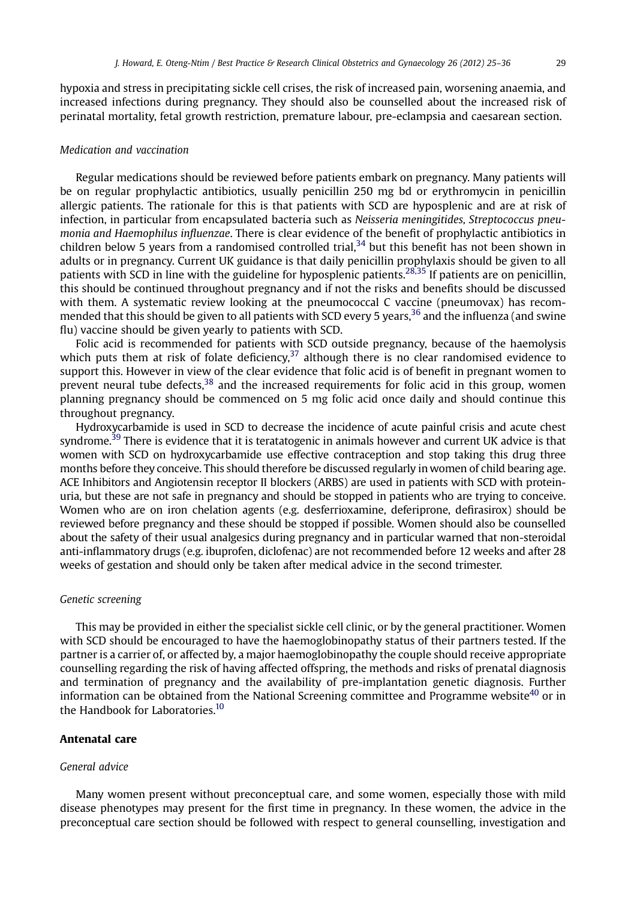hypoxia and stress in precipitating sickle cell crises, the risk of increased pain, worsening anaemia, and increased infections during pregnancy. They should also be counselled about the increased risk of perinatal mortality, fetal growth restriction, premature labour, pre-eclampsia and caesarean section.

### *Medication and vaccination*

Regular medications should be reviewed before patients embark on pregnancy. Many patients will be on regular prophylactic antibiotics, usually penicillin 250 mg bd or erythromycin in penicillin allergic patients. The rationale for this is that patients with SCD are hyposplenic and are at risk of infection, in particular from encapsulated bacteria such as *Neisseria meningitides, Streptococcus pneumonia and Haemophilus influenzae*. There is clear evidence of the benefit of prophylactic antibiotics in children below 5 years from a randomised controlled trial,[34] but this benefit has not been shown in adults or in pregnancy. Current UK guidance is that daily penicillin prophylaxis should be given to all patients with SCD in line with the guideline for hyposplenic patients.[28,35] If patients are on penicillin, this should be continued throughout pregnancy and if not the risks and benefits should be discussed with them. A systematic review looking at the pneumococcal C vaccine (pneumovax) has recommended that this should be given to all patients with SCD every 5 years,[36] and the influenza (and swine flu) vaccine should be given yearly to patients with SCD.

Folic acid is recommended for patients with SCD outside pregnancy, because of the haemolysis which puts them at risk of folate deficiency,[37] although there is no clear randomised evidence to support this. However in view of the clear evidence that folic acid is of benefit in pregnant women to prevent neural tube defects,[38] and the increased requirements for folic acid in this group, women planning pregnancy should be commenced on 5 mg folic acid once daily and should continue this throughout pregnancy.

Hydroxycarbamide is used in SCD to decrease the incidence of acute painful crisis and acute chest syndrome.[39] There is evidence that it is teratatogenic in animals however and current UK advice is that women with SCD on hydroxycarbamide use effective contraception and stop taking this drug three months before they conceive. This should therefore be discussed regularly in women of child bearing age. ACE Inhibitors and Angiotensin receptor II blockers (ARBS) are used in patients with SCD with proteinuria, but these are not safe in pregnancy and should be stopped in patients who are trying to conceive. Women who are on iron chelation agents (e.g. desferrioxamine, deferiprone, defirasirox) should be reviewed before pregnancy and these should be stopped if possible. Women should also be counselled about the safety of their usual analgesics during pregnancy and in particular warned that non-steroidal anti-inflammatory drugs (e.g. ibuprofen, diclofenac) are not recommended before 12 weeks and after 28 weeks of gestation and should only be taken after medical advice in the second trimester.

### *Genetic screening*

This may be provided in either the specialist sickle cell clinic, or by the general practitioner. Women with SCD should be encouraged to have the haemoglobinopathy status of their partners tested. If the partner is a carrier of, or affected by, a major haemoglobinopathy the couple should receive appropriate counselling regarding the risk of having affected offspring, the methods and risks of prenatal diagnosis and termination of pregnancy and the availability of pre-implantation genetic diagnosis. Further information can be obtained from the National Screening committee and Programme website[40] or in the Handbook for Laboratories.[10]

## Antenatal care

### *General advice*

Many women present without preconceptual care, and some women, especially those with mild disease phenotypes may present for the first time in pregnancy. In these women, the advice in the preconceptual care section should be followed with respect to general counselling, investigation and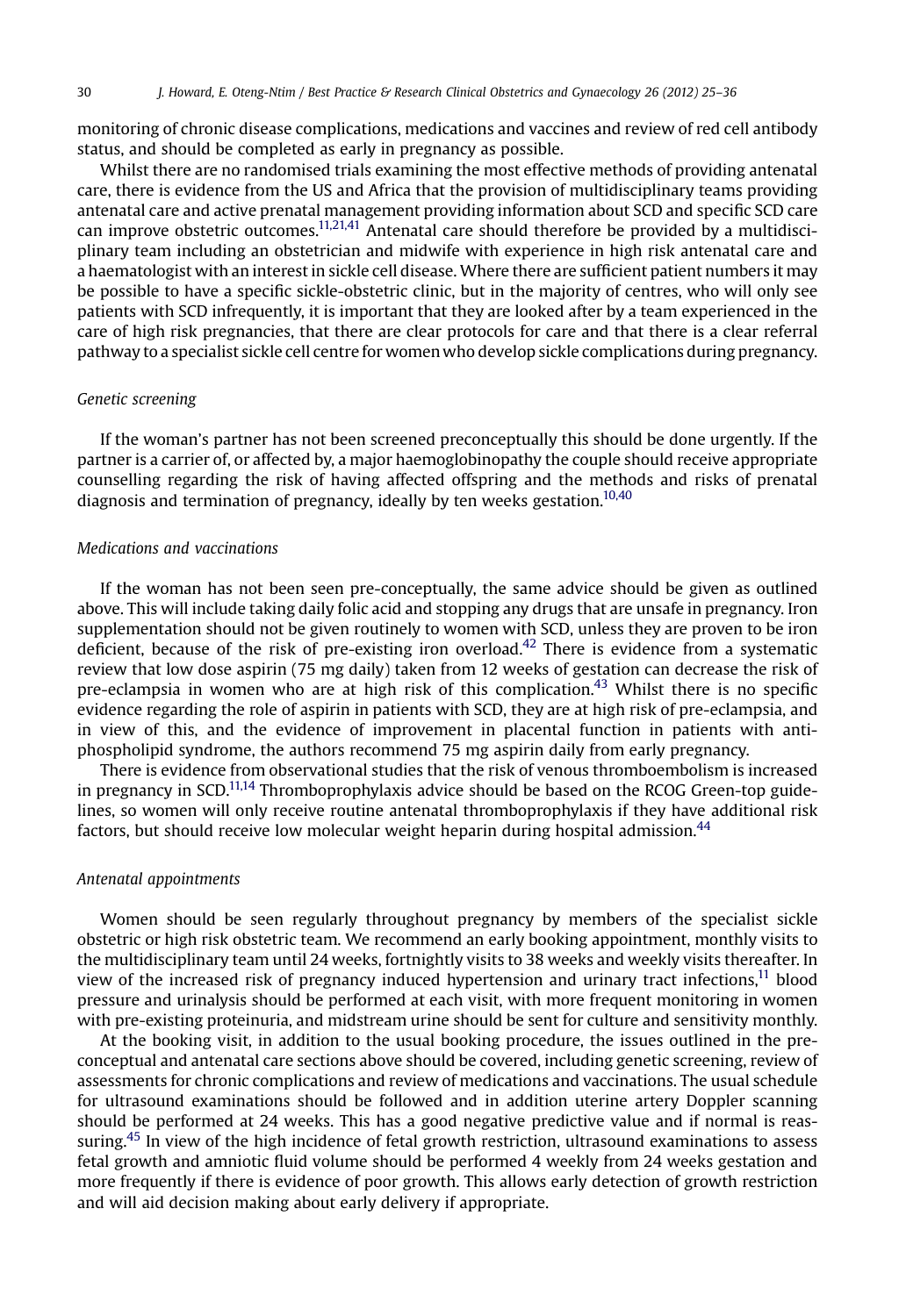monitoring of chronic disease complications, medications and vaccines and review of red cell antibody status, and should be completed as early in pregnancy as possible.

Whilst there are no randomised trials examining the most effective methods of providing antenatal care, there is evidence from the US and Africa that the provision of multidisciplinary teams providing antenatal care and active prenatal management providing information about SCD and specific SCD care can improve obstetric outcomes.[11,21,41] Antenatal care should therefore be provided by a multidisciplinary team including an obstetrician and midwife with experience in high risk antenatal care and a haematologist with an interest in sickle cell disease. Where there are sufficient patient numbers it may be possible to have a specific sickle-obstetric clinic, but in the majority of centres, who will only see patients with SCD infrequently, it is important that they are looked after by a team experienced in the care of high risk pregnancies, that there are clear protocols for care and that there is a clear referral pathway to a specialist sickle cell centre for women who develop sickle complications during pregnancy.

### *Genetic screening*

If the woman's partner has not been screened preconceptually this should be done urgently. If the partner is a carrier of, or affected by, a major haemoglobinopathy the couple should receive appropriate counselling regarding the risk of having affected offspring and the methods and risks of prenatal diagnosis and termination of pregnancy, ideally by ten weeks gestation.[10,40]

### *Medications and vaccinations*

If the woman has not been seen pre-conceptually, the same advice should be given as outlined above. This will include taking daily folic acid and stopping any drugs that are unsafe in pregnancy. Iron supplementation should not be given routinely to women with SCD, unless they are proven to be iron deficient, because of the risk of pre-existing iron overload.[42] There is evidence from a systematic review that low dose aspirin (75 mg daily) taken from 12 weeks of gestation can decrease the risk of pre-eclampsia in women who are at high risk of this complication.[43] Whilst there is no specific evidence regarding the role of aspirin in patients with SCD, they are at high risk of pre-eclampsia, and in view of this, and the evidence of improvement in placental function in patients with anti-phospholipid syndrome, the authors recommend 75 mg aspirin daily from early pregnancy.

There is evidence from observational studies that the risk of venous thromboembolism is increased in pregnancy in SCD.[11,14] Thromboprophylaxis advice should be based on the RCOG Green-top guidelines, so women will only receive routine antenatal thromboprophylaxis if they have additional risk factors, but should receive low molecular weight heparin during hospital admission.[44]

### *Antenatal appointments*

Women should be seen regularly throughout pregnancy by members of the specialist sickle obstetric or high risk obstetric team. We recommend an early booking appointment, monthly visits to the multidisciplinary team until 24 weeks, fortnightly visits to 38 weeks and weekly visits thereafter. In view of the increased risk of pregnancy induced hypertension and urinary tract infections,[11] blood pressure and urinalysis should be performed at each visit, with more frequent monitoring in women with pre-existing proteinuria, and midstream urine should be sent for culture and sensitivity monthly.

At the booking visit, in addition to the usual booking procedure, the issues outlined in the pre-conceptual and antenatal care sections above should be covered, including genetic screening, review of assessments for chronic complications and review of medications and vaccinations. The usual schedule for ultrasound examinations should be followed and in addition uterine artery Doppler scanning should be performed at 24 weeks. This has a good negative predictive value and if normal is reassuring.[45] In view of the high incidence of fetal growth restriction, ultrasound examinations to assess fetal growth and amniotic fluid volume should be performed 4 weekly from 24 weeks gestation and more frequently if there is evidence of poor growth. This allows early detection of growth restriction and will aid decision making about early delivery if appropriate.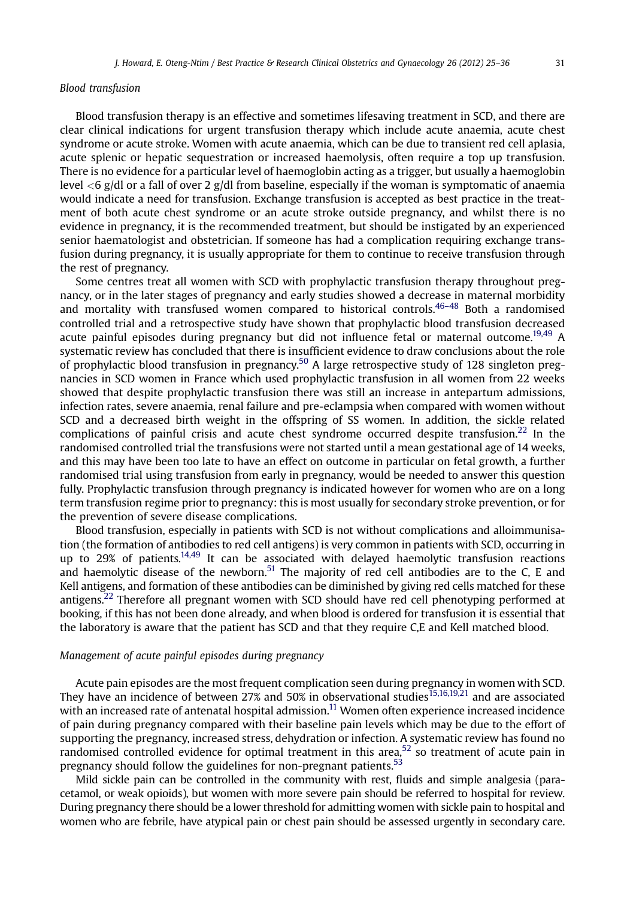### Blood transfusion

Blood transfusion therapy is an effective and sometimes lifesaving treatment in SCD, and there are clear clinical indications for urgent transfusion therapy which include acute anaemia, acute chest syndrome or acute stroke. Women with acute anaemia, which can be due to transient red cell aplasia, acute splenic or hepatic sequestration or increased haemolysis, often require a top up transfusion. There is no evidence for a particular level of haemoglobin acting as a trigger, but usually a haemoglobin level <6 g/dl or a fall of over 2 g/dl from baseline, especially if the woman is symptomatic of anaemia would indicate a need for transfusion. Exchange transfusion is accepted as best practice in the treatment of both acute chest syndrome or an acute stroke outside pregnancy, and whilst there is no evidence in pregnancy, it is the recommended treatment, but should be instigated by an experienced senior haematologist and obstetrician. If someone has had a complication requiring exchange transfusion during pregnancy, it is usually appropriate for them to continue to receive transfusion through the rest of pregnancy.

Some centres treat all women with SCD with prophylactic transfusion therapy throughout pregnancy, or in the later stages of pregnancy and early studies showed a decrease in maternal morbidity and mortality with transfused women compared to historical controls.[46–48] Both a randomised controlled trial and a retrospective study have shown that prophylactic blood transfusion decreased acute painful episodes during pregnancy but did not influence fetal or maternal outcome.[19,49] A systematic review has concluded that there is insufficient evidence to draw conclusions about the role of prophylactic blood transfusion in pregnancy.[50] A large retrospective study of 128 singleton pregnancies in SCD women in France which used prophylactic transfusion in all women from 22 weeks showed that despite prophylactic transfusion there was still an increase in antepartum admissions, infection rates, severe anaemia, renal failure and pre-eclampsia when compared with women without SCD and a decreased birth weight in the offspring of SS women. In addition, the sickle related complications of painful crisis and acute chest syndrome occurred despite transfusion.[22] In the randomised controlled trial the transfusions were not started until a mean gestational age of 14 weeks, and this may have been too late to have an effect on outcome in particular on fetal growth, a further randomised trial using transfusion from early in pregnancy, would be needed to answer this question fully. Prophylactic transfusion through pregnancy is indicated however for women who are on a long term transfusion regime prior to pregnancy: this is most usually for secondary stroke prevention, or for the prevention of severe disease complications.

Blood transfusion, especially in patients with SCD is not without complications and alloimmunisation (the formation of antibodies to red cell antigens) is very common in patients with SCD, occurring in up to 29% of patients.[14,49] It can be associated with delayed haemolytic transfusion reactions and haemolytic disease of the newborn.[51] The majority of red cell antibodies are to the C, E and Kell antigens, and formation of these antibodies can be diminished by giving red cells matched for these antigens.[22] Therefore all pregnant women with SCD should have red cell phenotyping performed at booking, if this has not been done already, and when blood is ordered for transfusion it is essential that the laboratory is aware that the patient has SCD and that they require C,E and Kell matched blood.

### Management of acute painful episodes during pregnancy

Acute pain episodes are the most frequent complication seen during pregnancy in women with SCD. They have an incidence of between 27% and 50% in observational studies[15,16,19,21] and are associated with an increased rate of antenatal hospital admission.[11] Women often experience increased incidence of pain during pregnancy compared with their baseline pain levels which may be due to the effort of supporting the pregnancy, increased stress, dehydration or infection. A systematic review has found no randomised controlled evidence for optimal treatment in this area,[52] so treatment of acute pain in pregnancy should follow the guidelines for non-pregnant patients.[53]

Mild sickle pain can be controlled in the community with rest, fluids and simple analgesia (paracetamol, or weak opioids), but women with more severe pain should be referred to hospital for review. During pregnancy there should be a lower threshold for admitting women with sickle pain to hospital and women who are febrile, have atypical pain or chest pain should be assessed urgently in secondary care.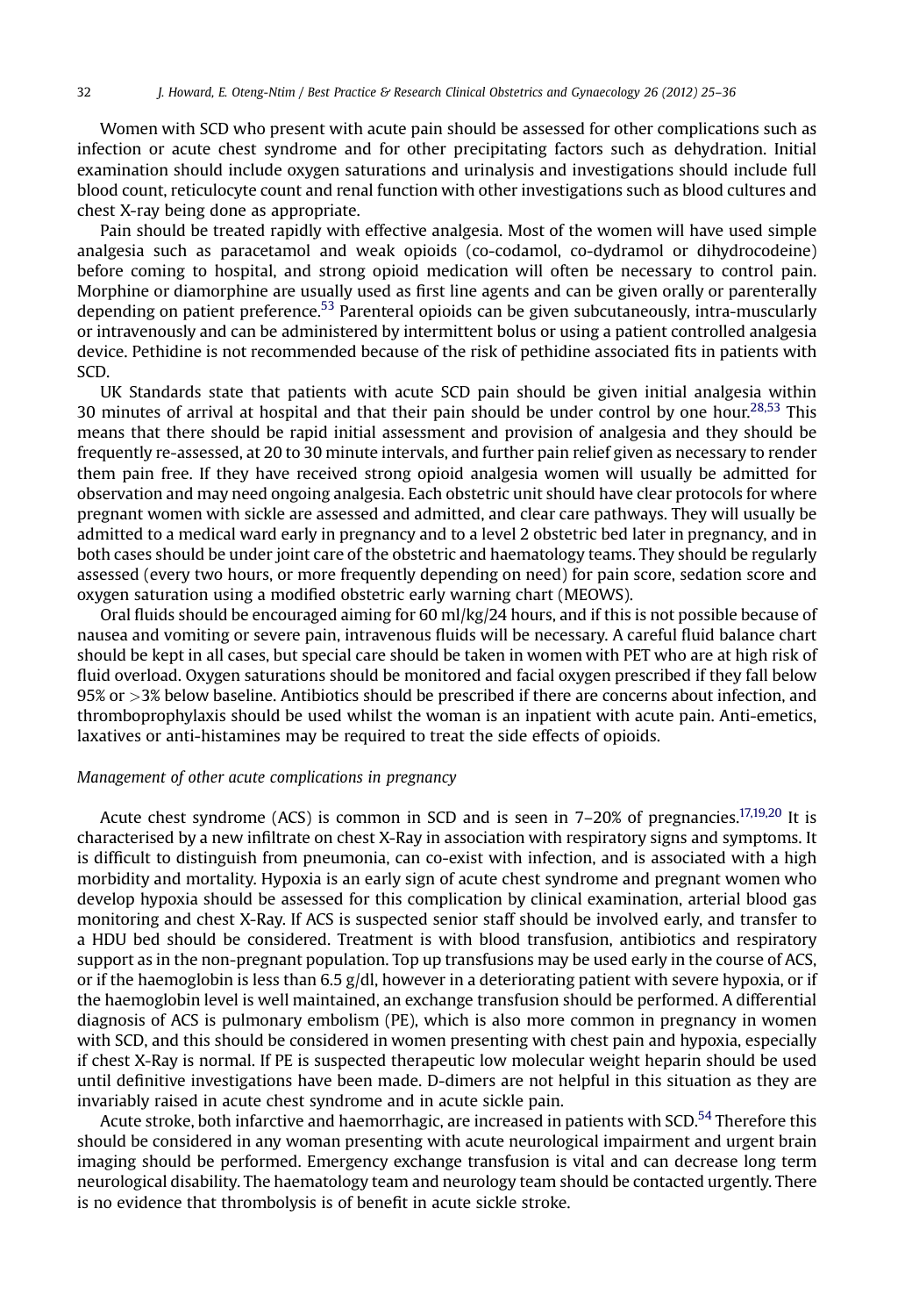Women with SCD who present with acute pain should be assessed for other complications such as infection or acute chest syndrome and for other precipitating factors such as dehydration. Initial examination should include oxygen saturations and urinalysis and investigations should include full blood count, reticulocyte count and renal function with other investigations such as blood cultures and chest X-ray being done as appropriate.

Pain should be treated rapidly with effective analgesia. Most of the women will have used simple analgesia such as paracetamol and weak opioids (co-codamol, co-dydramol or dihydrocodeine) before coming to hospital, and strong opioid medication will often be necessary to control pain. Morphine or diamorphine are usually used as first line agents and can be given orally or parenterally depending on patient preference.[53] Parenteral opioids can be given subcutaneously, intra-muscularly or intravenously and can be administered by intermittent bolus or using a patient controlled analgesia device. Pethidine is not recommended because of the risk of pethidine associated fits in patients with SCD.

UK Standards state that patients with acute SCD pain should be given initial analgesia within 30 minutes of arrival at hospital and that their pain should be under control by one hour.[28,53] This means that there should be rapid initial assessment and provision of analgesia and they should be frequently re-assessed, at 20 to 30 minute intervals, and further pain relief given as necessary to render them pain free. If they have received strong opioid analgesia women will usually be admitted for observation and may need ongoing analgesia. Each obstetric unit should have clear protocols for where pregnant women with sickle are assessed and admitted, and clear care pathways. They will usually be admitted to a medical ward early in pregnancy and to a level 2 obstetric bed later in pregnancy, and in both cases should be under joint care of the obstetric and haematology teams. They should be regularly assessed (every two hours, or more frequently depending on need) for pain score, sedation score and oxygen saturation using a modified obstetric early warning chart (MEOWS).

Oral fluids should be encouraged aiming for 60 ml/kg/24 hours, and if this is not possible because of nausea and vomiting or severe pain, intravenous fluids will be necessary. A careful fluid balance chart should be kept in all cases, but special care should be taken in women with PET who are at high risk of fluid overload. Oxygen saturations should be monitored and facial oxygen prescribed if they fall below 95% or >3% below baseline. Antibiotics should be prescribed if there are concerns about infection, and thromboprophylaxis should be used whilst the woman is an inpatient with acute pain. Anti-emetics, laxatives or anti-histamines may be required to treat the side effects of opioids.

*Management of other acute complications in pregnancy*

Acute chest syndrome (ACS) is common in SCD and is seen in 7–20% of pregnancies.[17,19,20] It is characterised by a new infiltrate on chest X-Ray in association with respiratory signs and symptoms. It is difficult to distinguish from pneumonia, can co-exist with infection, and is associated with a high morbidity and mortality. Hypoxia is an early sign of acute chest syndrome and pregnant women who develop hypoxia should be assessed for this complication by clinical examination, arterial blood gas monitoring and chest X-Ray. If ACS is suspected senior staff should be involved early, and transfer to a HDU bed should be considered. Treatment is with blood transfusion, antibiotics and respiratory support as in the non-pregnant population. Top up transfusions may be used early in the course of ACS, or if the haemoglobin is less than 6.5 g/dl, however in a deteriorating patient with severe hypoxia, or if the haemoglobin level is well maintained, an exchange transfusion should be performed. A differential diagnosis of ACS is pulmonary embolism (PE), which is also more common in pregnancy in women with SCD, and this should be considered in women presenting with chest pain and hypoxia, especially if chest X-Ray is normal. If PE is suspected therapeutic low molecular weight heparin should be used until definitive investigations have been made. D-dimers are not helpful in this situation as they are invariably raised in acute chest syndrome and in acute sickle pain.

Acute stroke, both infarctive and haemorrhagic, are increased in patients with SCD.[54] Therefore this should be considered in any woman presenting with acute neurological impairment and urgent brain imaging should be performed. Emergency exchange transfusion is vital and can decrease long term neurological disability. The haematology team and neurology team should be contacted urgently. There is no evidence that thrombolysis is of benefit in acute sickle stroke.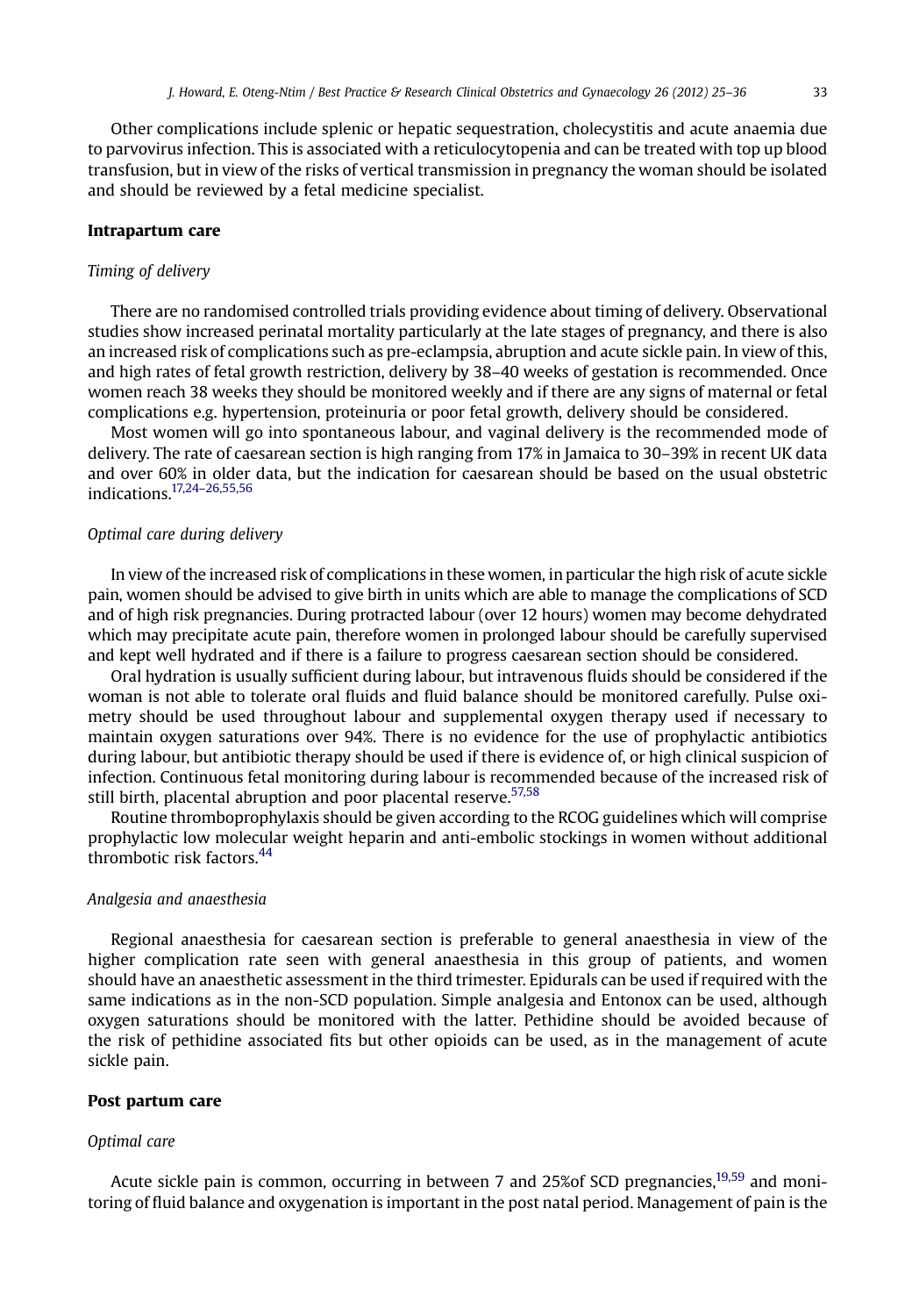Other complications include splenic or hepatic sequestration, cholecystitis and acute anaemia due to parvovirus infection. This is associated with a reticulocytopenia and can be treated with top up blood transfusion, but in view of the risks of vertical transmission in pregnancy the woman should be isolated and should be reviewed by a fetal medicine specialist.

## Intrapartum care

### *Timing of delivery*

There are no randomised controlled trials providing evidence about timing of delivery. Observational studies show increased perinatal mortality particularly at the late stages of pregnancy, and there is also an increased risk of complications such as pre-eclampsia, abruption and acute sickle pain. In view of this, and high rates of fetal growth restriction, delivery by 38–40 weeks of gestation is recommended. Once women reach 38 weeks they should be monitored weekly and if there are any signs of maternal or fetal complications e.g. hypertension, proteinuria or poor fetal growth, delivery should be considered.

Most women will go into spontaneous labour, and vaginal delivery is the recommended mode of delivery. The rate of caesarean section is high ranging from 17% in Jamaica to 30–39% in recent UK data and over 60% in older data, but the indication for caesarean should be based on the usual obstetric indications.[17,24–26,55,56]

### *Optimal care during delivery*

In view of the increased risk of complications in these women, in particular the high risk of acute sickle pain, women should be advised to give birth in units which are able to manage the complications of SCD and of high risk pregnancies. During protracted labour (over 12 hours) women may become dehydrated which may precipitate acute pain, therefore women in prolonged labour should be carefully supervised and kept well hydrated and if there is a failure to progress caesarean section should be considered.

Oral hydration is usually sufficient during labour, but intravenous fluids should be considered if the woman is not able to tolerate oral fluids and fluid balance should be monitored carefully. Pulse oximetry should be used throughout labour and supplemental oxygen therapy used if necessary to maintain oxygen saturations over 94%. There is no evidence for the use of prophylactic antibiotics during labour, but antibiotic therapy should be used if there is evidence of, or high clinical suspicion of infection. Continuous fetal monitoring during labour is recommended because of the increased risk of still birth, placental abruption and poor placental reserve.[57,58]

Routine thromboprophylaxis should be given according to the RCOG guidelines which will comprise prophylactic low molecular weight heparin and anti-embolic stockings in women without additional thrombotic risk factors.[44]

### *Analgesia and anaesthesia*

Regional anaesthesia for caesarean section is preferable to general anaesthesia in view of the higher complication rate seen with general anaesthesia in this group of patients, and women should have an anaesthetic assessment in the third trimester. Epidurals can be used if required with the same indications as in the non-SCD population. Simple analgesia and Entonox can be used, although oxygen saturations should be monitored with the latter. Pethidine should be avoided because of the risk of pethidine associated fits but other opioids can be used, as in the management of acute sickle pain.

## Post partum care

### *Optimal care*

Acute sickle pain is common, occurring in between 7 and 25%of SCD pregnancies,[19,59] and monitoring of fluid balance and oxygenation is important in the post natal period. Management of pain is the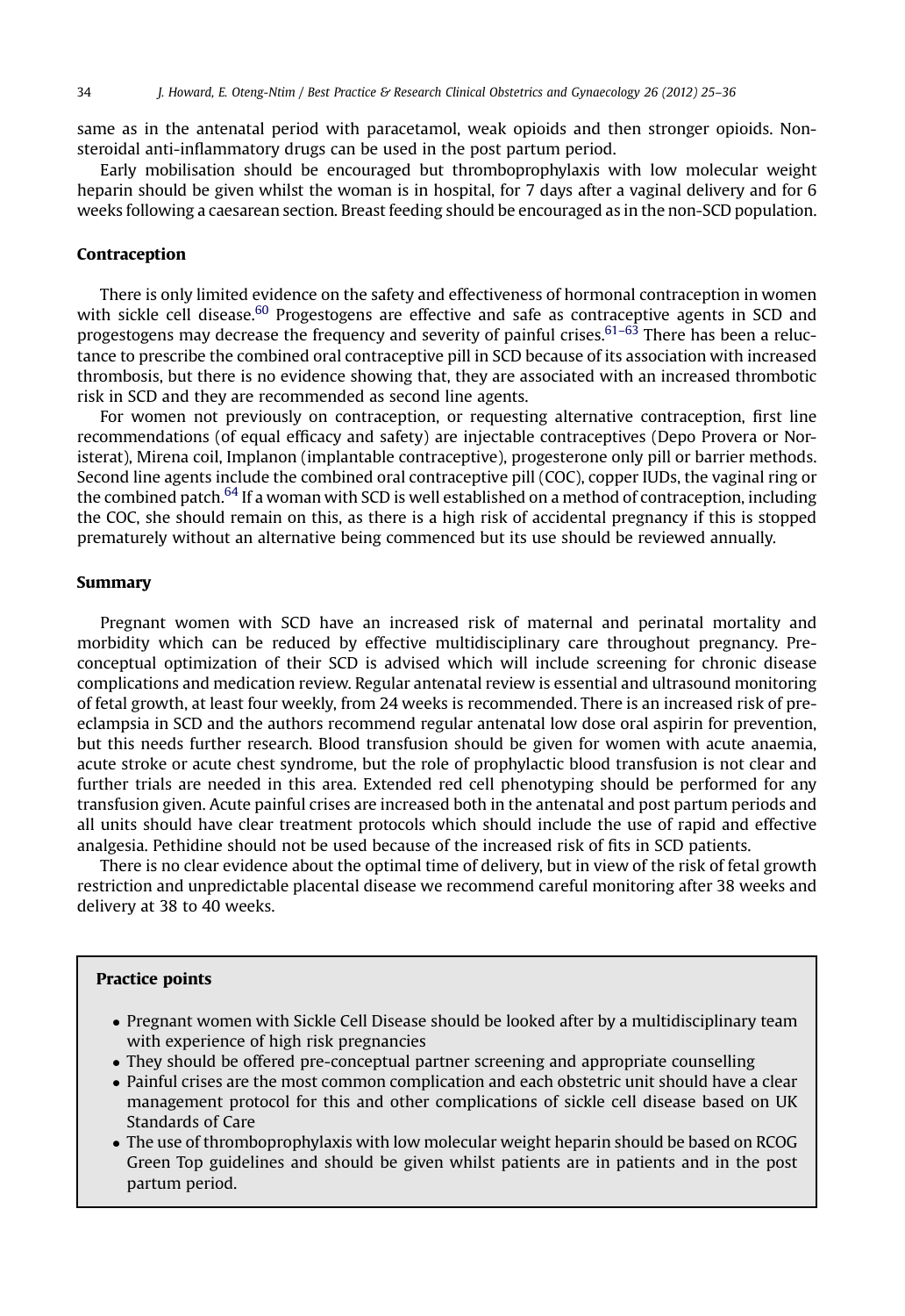same as in the antenatal period with paracetamol, weak opioids and then stronger opioids. Non-steroidal anti-inflammatory drugs can be used in the post partum period.

Early mobilisation should be encouraged but thromboprophylaxis with low molecular weight heparin should be given whilst the woman is in hospital, for 7 days after a vaginal delivery and for 6 weeks following a caesarean section. Breast feeding should be encouraged as in the non-SCD population.

## Contraception

There is only limited evidence on the safety and effectiveness of hormonal contraception in women with sickle cell disease.[60] Progestogens are effective and safe as contraceptive agents in SCD and progestogens may decrease the frequency and severity of painful crises.[61–63] There has been a reluctance to prescribe the combined oral contraceptive pill in SCD because of its association with increased thrombosis, but there is no evidence showing that, they are associated with an increased thrombotic risk in SCD and they are recommended as second line agents.

For women not previously on contraception, or requesting alternative contraception, first line recommendations (of equal efficacy and safety) are injectable contraceptives (Depo Provera or Noristerat), Mirena coil, Implanon (implantable contraceptive), progesterone only pill or barrier methods. Second line agents include the combined oral contraceptive pill (COC), copper IUDs, the vaginal ring or the combined patch.[64] If a woman with SCD is well established on a method of contraception, including the COC, she should remain on this, as there is a high risk of accidental pregnancy if this is stopped prematurely without an alternative being commenced but its use should be reviewed annually.

## Summary

Pregnant women with SCD have an increased risk of maternal and perinatal mortality and morbidity which can be reduced by effective multidisciplinary care throughout pregnancy. Pre-conceptual optimization of their SCD is advised which will include screening for chronic disease complications and medication review. Regular antenatal review is essential and ultrasound monitoring of fetal growth, at least four weekly, from 24 weeks is recommended. There is an increased risk of pre-eclampsia in SCD and the authors recommend regular antenatal low dose oral aspirin for prevention, but this needs further research. Blood transfusion should be given for women with acute anaemia, acute stroke or acute chest syndrome, but the role of prophylactic blood transfusion is not clear and further trials are needed in this area. Extended red cell phenotyping should be performed for any transfusion given. Acute painful crises are increased both in the antenatal and post partum periods and all units should have clear treatment protocols which should include the use of rapid and effective analgesia. Pethidine should not be used because of the increased risk of fits in SCD patients.

There is no clear evidence about the optimal time of delivery, but in view of the risk of fetal growth restriction and unpredictable placental disease we recommend careful monitoring after 38 weeks and delivery at 38 to 40 weeks.

**Practice points**

- Pregnant women with Sickle Cell Disease should be looked after by a multidisciplinary team with experience of high risk pregnancies
- They should be offered pre-conceptual partner screening and appropriate counselling
- Painful crises are the most common complication and each obstetric unit should have a clear management protocol for this and other complications of sickle cell disease based on UK Standards of Care
- The use of thromboprophylaxis with low molecular weight heparin should be based on RCOG Green Top guidelines and should be given whilst patients are in patients and in the post partum period.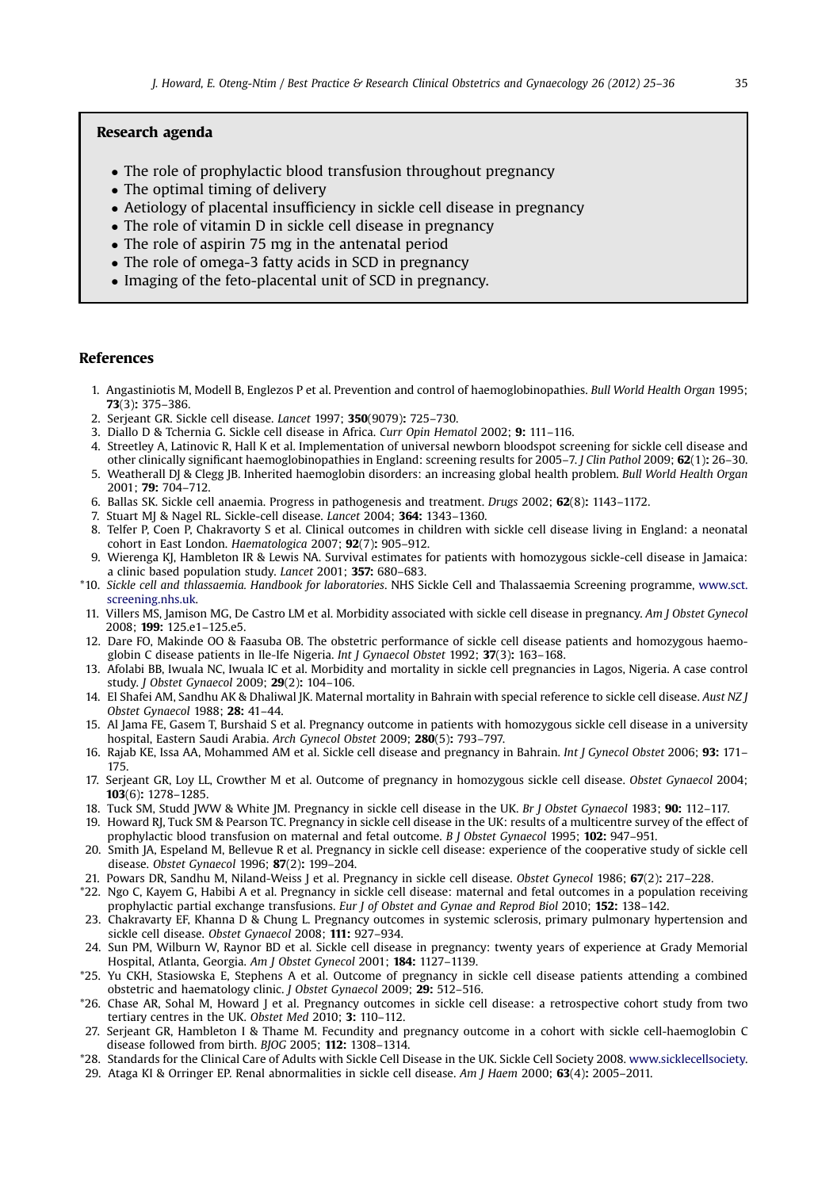## Research agenda

- The role of prophylactic blood transfusion throughout pregnancy
- The optimal timing of delivery
- Aetiology of placental insufficiency in sickle cell disease in pregnancy
- The role of vitamin D in sickle cell disease in pregnancy
- The role of aspirin 75 mg in the antenatal period
- The role of omega-3 fatty acids in SCD in pregnancy
- Imaging of the feto-placental unit of SCD in pregnancy.

## References

1. Angastiniotis M, Modell B, Englezos P et al. Prevention and control of haemoglobinopathies. *Bull World Health Organ* 1995; **73**(3)**:** 375–386.
2. Serjeant GR. Sickle cell disease. *Lancet* 1997; **350**(9079)**:** 725–730.
3. Diallo D & Tchernia G. Sickle cell disease in Africa. *Curr Opin Hematol* 2002; **9:** 111–116.
4. Streetley A, Latinovic R, Hall K et al. Implementation of universal newborn bloodspot screening for sickle cell disease and other clinically significant haemoglobinopathies in England: screening results for 2005–7. *J Clin Pathol* 2009; **62**(1)**:** 26–30.
5. Weatherall DJ & Clegg JB. Inherited haemoglobin disorders: an increasing global health problem. *Bull World Health Organ* 2001; **79:** 704–712.
6. Ballas SK. Sickle cell anaemia. Progress in pathogenesis and treatment. *Drugs* 2002; **62**(8)**:** 1143–1172.
7. Stuart MJ & Nagel RL. Sickle-cell disease. *Lancet* 2004; **364:** 1343–1360.
8. Telfer P, Coen P, Chakravorty S et al. Clinical outcomes in children with sickle cell disease living in England: a neonatal cohort in East London. *Haematologica* 2007; **92**(7)**:** 905–912.
9. Wierenga KJ, Hambleton IR & Lewis NA. Survival estimates for patients with homozygous sickle-cell disease in Jamaica: a clinic based population study. *Lancet* 2001; **357:** 680–683.
*10. *Sickle cell and thlassaemia. Handbook for laboratories*. NHS Sickle Cell and Thalassaemia Screening programme, www.sct.screening.nhs.uk.
11. Villers MS, Jamison MG, De Castro LM et al. Morbidity associated with sickle cell disease in pregnancy. *Am J Obstet Gynecol* 2008; **199:** 125.e1–125.e5.
12. Dare FO, Makinde OO & Faasuba OB. The obstetric performance of sickle cell disease patients and homozygous haemoglobin C disease patients in Ile-Ife Nigeria. *Int J Gynaecol Obstet* 1992; **37**(3)**:** 163–168.
13. Afolabi BB, Iwuala NC, Iwuala IC et al. Morbidity and mortality in sickle cell pregnancies in Lagos, Nigeria. A case control study. *J Obstet Gynaecol* 2009; **29**(2)**:** 104–106.
14. El Shafei AM, Sandhu AK & Dhaliwal JK. Maternal mortality in Bahrain with special reference to sickle cell disease. *Aust NZ J Obstet Gynaecol* 1988; **28:** 41–44.
15. Al Jama FE, Gasem T, Burshaid S et al. Pregnancy outcome in patients with homozygous sickle cell disease in a university hospital, Eastern Saudi Arabia. *Arch Gynecol Obstet* 2009; **280**(5)**:** 793–797.
16. Rajab KE, Issa AA, Mohammed AM et al. Sickle cell disease and pregnancy in Bahrain. *Int J Gynecol Obstet* 2006; **93:** 171–175.
17. Serjeant GR, Loy LL, Crowther M et al. Outcome of pregnancy in homozygous sickle cell disease. *Obstet Gynaecol* 2004; **103**(6)**:** 1278–1285.
18. Tuck SM, Studd JWW & White JM. Pregnancy in sickle cell disease in the UK. *Br J Obstet Gynaecol* 1983; **90:** 112–117.
19. Howard RJ, Tuck SM & Pearson TC. Pregnancy in sickle cell disease in the UK: results of a multicentre survey of the effect of prophylactic blood transfusion on maternal and fetal outcome. *B J Obstet Gynaecol* 1995; **102:** 947–951.
20. Smith JA, Espeland M, Bellevue R et al. Pregnancy in sickle cell disease: experience of the cooperative study of sickle cell disease. *Obstet Gynaecol* 1996; **87**(2)**:** 199–204.
21. Powars DR, Sandhu M, Niland-Weiss J et al. Pregnancy in sickle cell disease. *Obstet Gynecol* 1986; **67**(2)**:** 217–228.
*22. Ngo C, Kayem G, Habibi A et al. Pregnancy in sickle cell disease: maternal and fetal outcomes in a population receiving prophylactic partial exchange transfusions. *Eur J of Obstet and Gynae and Reprod Biol* 2010; **152:** 138–142.
23. Chakravarty EF, Khanna D & Chung L. Pregnancy outcomes in systemic sclerosis, primary pulmonary hypertension and sickle cell disease. *Obstet Gynaecol* 2008; **111:** 927–934.
24. Sun PM, Wilburn W, Raynor BD et al. Sickle cell disease in pregnancy: twenty years of experience at Grady Memorial Hospital, Atlanta, Georgia. *Am J Obstet Gynecol* 2001; **184:** 1127–1139.
*25. Yu CKH, Stasiowska E, Stephens A et al. Outcome of pregnancy in sickle cell disease patients attending a combined obstetric and haematology clinic. *J Obstet Gynaecol* 2009; **29:** 512–516.
*26. Chase AR, Sohal M, Howard J et al. Pregnancy outcomes in sickle cell disease: a retrospective cohort study from two tertiary centres in the UK. *Obstet Med* 2010; **3:** 110–112.
27. Serjeant GR, Hambleton I & Thame M. Fecundity and pregnancy outcome in a cohort with sickle cell-haemoglobin C disease followed from birth. *BJOG* 2005; **112:** 1308–1314.
*28. Standards for the Clinical Care of Adults with Sickle Cell Disease in the UK. Sickle Cell Society 2008. www.sicklecellsociety.
29. Ataga KI & Orringer EP. Renal abnormalities in sickle cell disease. *Am J Haem* 2000; **63**(4)**:** 2005–2011.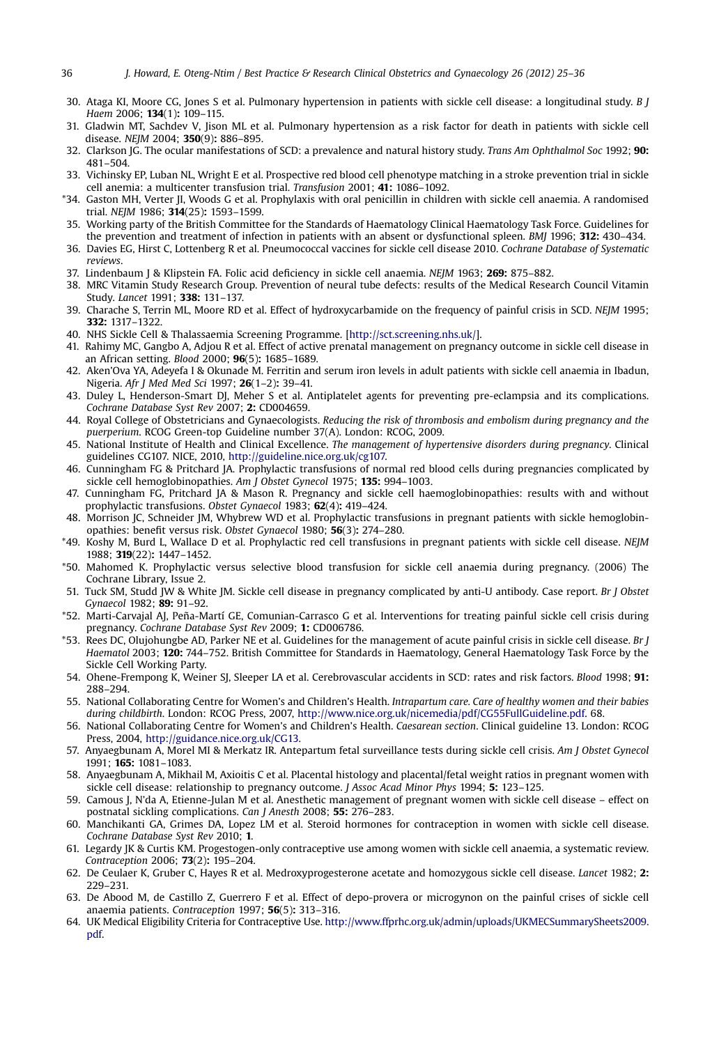30. Ataga KI, Moore CG, Jones S et al. Pulmonary hypertension in patients with sickle cell disease: a longitudinal study. *B J Haem* 2006; **134**(1)**:** 109–115.
31. Gladwin MT, Sachdev V, Jison ML et al. Pulmonary hypertension as a risk factor for death in patients with sickle cell disease. *NEJM* 2004; **350**(9)**:** 886–895.
32. Clarkson JG. The ocular manifestations of SCD: a prevalence and natural history study. *Trans Am Ophthalmol Soc* 1992; **90:** 481–504.
33. Vichinsky EP, Luban NL, Wright E et al. Prospective red blood cell phenotype matching in a stroke prevention trial in sickle cell anemia: a multicenter transfusion trial. *Transfusion* 2001; **41:** 1086–1092.
*34. Gaston MH, Verter JI, Woods G et al. Prophylaxis with oral penicillin in children with sickle cell anaemia. A randomised trial. *NEJM* 1986; **314**(25)**:** 1593–1599.
35. Working party of the British Committee for the Standards of Haematology Clinical Haematology Task Force. Guidelines for the prevention and treatment of infection in patients with an absent or dysfunctional spleen. *BMJ* 1996; **312:** 430–434.
36. Davies EG, Hirst C, Lottenberg R et al. Pneumococcal vaccines for sickle cell disease 2010. *Cochrane Database of Systematic reviews*.
37. Lindenbaum J & Klipstein FA. Folic acid deficiency in sickle cell anaemia. *NEJM* 1963; **269:** 875–882.
38. MRC Vitamin Study Research Group. Prevention of neural tube defects: results of the Medical Research Council Vitamin Study. *Lancet* 1991; **338:** 131–137.
39. Charache S, Terrin ML, Moore RD et al. Effect of hydroxycarbamide on the frequency of painful crisis in SCD. *NEJM* 1995; **332:** 1317–1322.
40. NHS Sickle Cell & Thalassaemia Screening Programme. [http://sct.screening.nhs.uk/].
41. Rahimy MC, Gangbo A, Adjou R et al. Effect of active prenatal management on pregnancy outcome in sickle cell disease in an African setting. *Blood* 2000; **96**(5)**:** 1685–1689.
42. Aken'Ova YA, Adeyefa I & Okunade M. Ferritin and serum iron levels in adult patients with sickle cell anaemia in Ibadun, Nigeria. *Afr J Med Med Sci* 1997; **26**(1–2)**:** 39–41.
43. Duley L, Henderson-Smart DJ, Meher S et al. Antiplatelet agents for preventing pre-eclampsia and its complications. *Cochrane Database Syst Rev* 2007; **2:** CD004659.
44. Royal College of Obstetricians and Gynaecologists. *Reducing the risk of thrombosis and embolism during pregnancy and the puerperium*. RCOG Green-top Guideline number 37(A). London: RCOG, 2009.
45. National Institute of Health and Clinical Excellence. *The management of hypertensive disorders during pregnancy*. Clinical guidelines CG107. NICE, 2010, http://guideline.nice.org.uk/cg107.
46. Cunningham FG & Pritchard JA. Prophylactic transfusions of normal red blood cells during pregnancies complicated by sickle cell hemoglobinopathies. *Am J Obstet Gynecol* 1975; **135:** 994–1003.
47. Cunningham FG, Pritchard JA & Mason R. Pregnancy and sickle cell haemoglobinopathies: results with and without prophylactic transfusions. *Obstet Gynaecol* 1983; **62**(4)**:** 419–424.
48. Morrison JC, Schneider JM, Whybrew WD et al. Prophylactic transfusions in pregnant patients with sickle hemoglobinopathies: benefit versus risk. *Obstet Gynaecol* 1980; **56**(3)**:** 274–280.
*49. Koshy M, Burd L, Wallace D et al. Prophylactic red cell transfusions in pregnant patients with sickle cell disease. *NEJM* 1988; **319**(22)**:** 1447–1452.
*50. Mahomed K. Prophylactic versus selective blood transfusion for sickle cell anaemia during pregnancy. (2006) The Cochrane Library, Issue 2.
51. Tuck SM, Studd JW & White JM. Sickle cell disease in pregnancy complicated by anti-U antibody. Case report. *Br J Obstet Gynaecol* 1982; **89:** 91–92.
*52. Marti-Carvajal AJ, Peña-Martí GE, Comunian-Carrasco G et al. Interventions for treating painful sickle cell crisis during pregnancy. *Cochrane Database Syst Rev* 2009; **1:** CD006786.
*53. Rees DC, Olujohungbe AD, Parker NE et al. Guidelines for the management of acute painful crisis in sickle cell disease. *Br J Haematol* 2003; **120:** 744–752. British Committee for Standards in Haematology, General Haematology Task Force by the Sickle Cell Working Party.
54. Ohene-Frempong K, Weiner SJ, Sleeper LA et al. Cerebrovascular accidents in SCD: rates and risk factors. *Blood* 1998; **91:** 288–294.
55. National Collaborating Centre for Women's and Children's Health. *Intrapartum care. Care of healthy women and their babies during childbirth*. London: RCOG Press, 2007, http://www.nice.org.uk/nicemedia/pdf/CG55FullGuideline.pdf. 68.
56. National Collaborating Centre for Women's and Children's Health. *Caesarean section*. Clinical guideline 13. London: RCOG Press, 2004, http://guidance.nice.org.uk/CG13.
57. Anyaegbunam A, Morel MI & Merkatz IR. Antepartum fetal surveillance tests during sickle cell crisis. *Am J Obstet Gynecol* 1991; **165:** 1081–1083.
58. Anyaegbunam A, Mikhail M, Axioitis C et al. Placental histology and placental/fetal weight ratios in pregnant women with sickle cell disease: relationship to pregnancy outcome. *J Assoc Acad Minor Phys* 1994; **5:** 123–125.
59. Camous J, N'da A, Etienne-Julan M et al. Anesthetic management of pregnant women with sickle cell disease – effect on postnatal sickling complications. *Can J Anesth* 2008; **55:** 276–283.
60. Manchikanti GA, Grimes DA, Lopez LM et al. Steroid hormones for contraception in women with sickle cell disease. *Cochrane Database Syst Rev* 2010; **1**.
61. Legardy JK & Curtis KM. Progestogen-only contraceptive use among women with sickle cell anaemia, a systematic review. *Contraception* 2006; **73**(2)**:** 195–204.
62. De Ceulaer K, Gruber C, Hayes R et al. Medroxyprogesterone acetate and homozygous sickle cell disease. *Lancet* 1982; **2:** 229–231.
63. De Abood M, de Castillo Z, Guerrero F et al. Effect of depo-provera or microgynon on the painful crises of sickle cell anaemia patients. *Contraception* 1997; **56**(5)**:** 313–316.
64. UK Medical Eligibility Criteria for Contraceptive Use. http://www.ffprhc.org.uk/admin/uploads/UKMECSummarySheets2009.pdf.